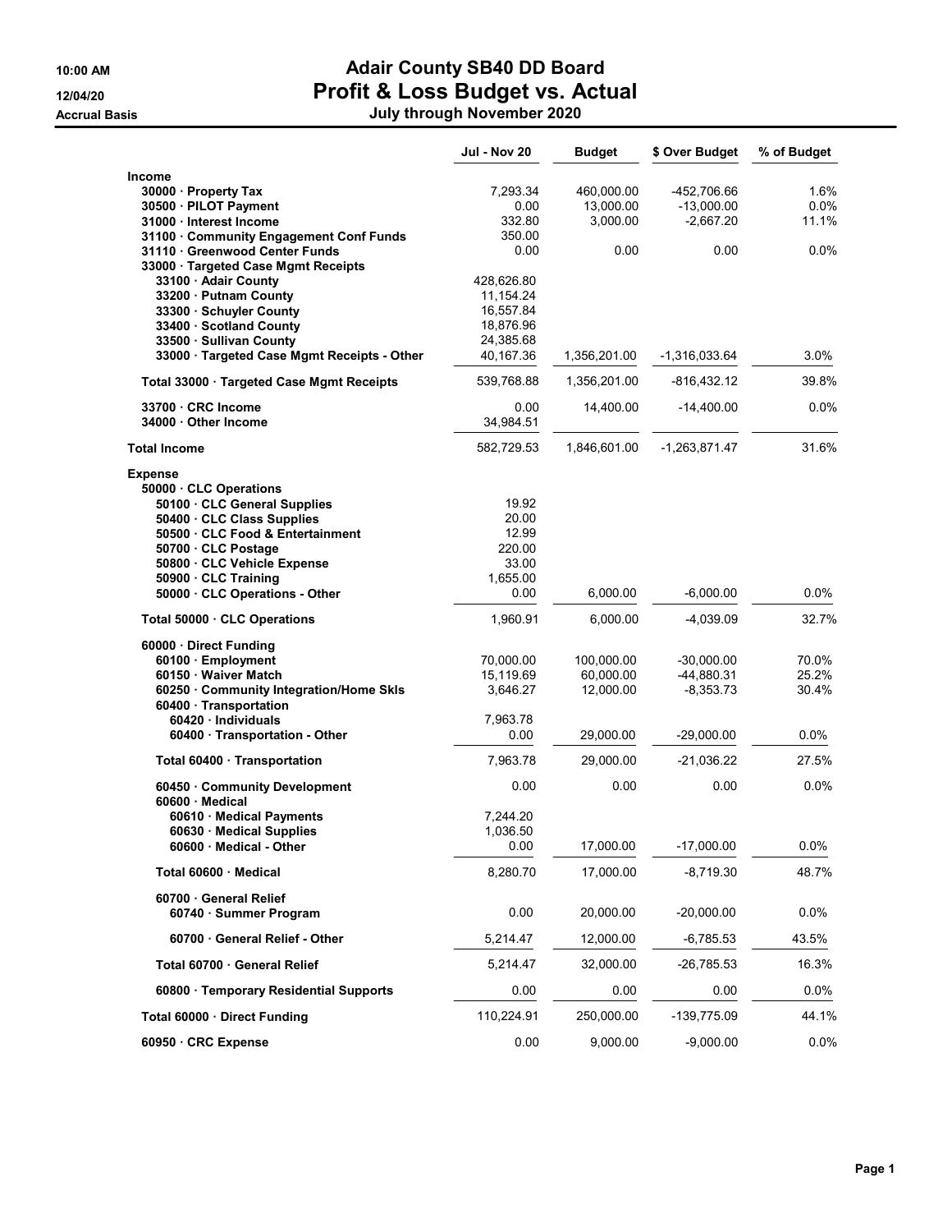# Adair County SB40 DD Board

## Profit & Loss Budget vs. Actual

### July through November 2020

10:00 AM
12/04/20
Accrual Basis

| | Jul - Nov 20 | Budget | $ Over Budget | % of Budget |
|---|---|---|---|---|
| **Income** | | | | |
| 30000 · Property Tax | 7,293.34 | 460,000.00 | -452,706.66 | 1.6% |
| 30500 · PILOT Payment | 0.00 | 13,000.00 | -13,000.00 | 0.0% |
| 31000 · Interest Income | 332.80 | 3,000.00 | -2,667.20 | 11.1% |
| 31100 · Community Engagement Conf Funds | 350.00 | | | |
| 31110 · Greenwood Center Funds | 0.00 | 0.00 | 0.00 | 0.0% |
| 33000 · Targeted Case Mgmt Receipts | | | | |
| 33100 · Adair County | 428,626.80 | | | |
| 33200 · Putnam County | 11,154.24 | | | |
| 33300 · Schuyler County | 16,557.84 | | | |
| 33400 · Scotland County | 18,876.96 | | | |
| 33500 · Sullivan County | 24,385.68 | | | |
| 33000 · Targeted Case Mgmt Receipts - Other | 40,167.36 | 1,356,201.00 | -1,316,033.64 | 3.0% |
| Total 33000 · Targeted Case Mgmt Receipts | 539,768.88 | 1,356,201.00 | -816,432.12 | 39.8% |
| 33700 · CRC Income | 0.00 | 14,400.00 | -14,400.00 | 0.0% |
| 34000 · Other Income | 34,984.51 | | | |
| **Total Income** | 582,729.53 | 1,846,601.00 | -1,263,871.47 | 31.6% |
| **Expense** | | | | |
| 50000 · CLC Operations | | | | |
| 50100 · CLC General Supplies | 19.92 | | | |
| 50400 · CLC Class Supplies | 20.00 | | | |
| 50500 · CLC Food & Entertainment | 12.99 | | | |
| 50700 · CLC Postage | 220.00 | | | |
| 50800 · CLC Vehicle Expense | 33.00 | | | |
| 50900 · CLC Training | 1,655.00 | | | |
| 50000 · CLC Operations - Other | 0.00 | 6,000.00 | -6,000.00 | 0.0% |
| Total 50000 · CLC Operations | 1,960.91 | 6,000.00 | -4,039.09 | 32.7% |
| 60000 · Direct Funding | | | | |
| 60100 · Employment | 70,000.00 | 100,000.00 | -30,000.00 | 70.0% |
| 60150 · Waiver Match | 15,119.69 | 60,000.00 | -44,880.31 | 25.2% |
| 60250 · Community Integration/Home Skls | 3,646.27 | 12,000.00 | -8,353.73 | 30.4% |
| 60400 · Transportation | | | | |
| 60420 · Individuals | 7,963.78 | | | |
| 60400 · Transportation - Other | 0.00 | 29,000.00 | -29,000.00 | 0.0% |
| Total 60400 · Transportation | 7,963.78 | 29,000.00 | -21,036.22 | 27.5% |
| 60450 · Community Development | 0.00 | 0.00 | 0.00 | 0.0% |
| 60600 · Medical | | | | |
| 60610 · Medical Payments | 7,244.20 | | | |
| 60630 · Medical Supplies | 1,036.50 | | | |
| 60600 · Medical - Other | 0.00 | 17,000.00 | -17,000.00 | 0.0% |
| Total 60600 · Medical | 8,280.70 | 17,000.00 | -8,719.30 | 48.7% |
| 60700 · General Relief | | | | |
| 60740 · Summer Program | 0.00 | 20,000.00 | -20,000.00 | 0.0% |
| 60700 · General Relief - Other | 5,214.47 | 12,000.00 | -6,785.53 | 43.5% |
| Total 60700 · General Relief | 5,214.47 | 32,000.00 | -26,785.53 | 16.3% |
| 60800 · Temporary Residential Supports | 0.00 | 0.00 | 0.00 | 0.0% |
| Total 60000 · Direct Funding | 110,224.91 | 250,000.00 | -139,775.09 | 44.1% |
| 60950 · CRC Expense | 0.00 | 9,000.00 | -9,000.00 | 0.0% |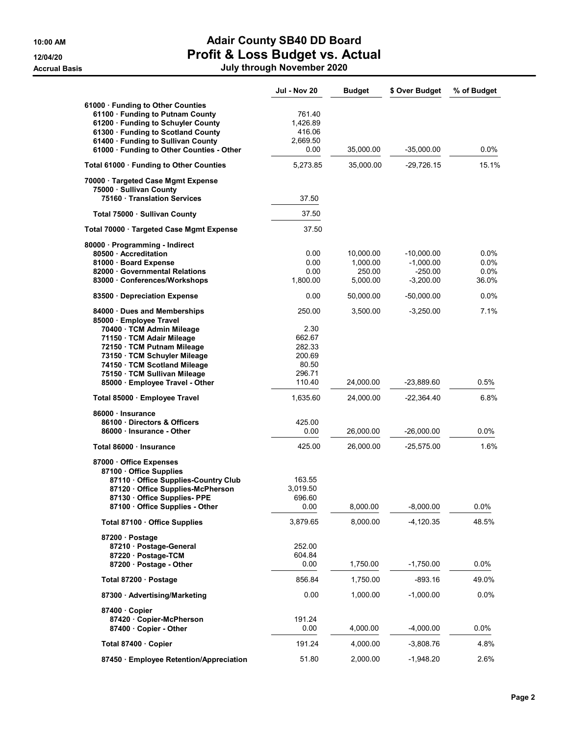# Adair County SB40 DD Board

## Profit & Loss Budget vs. Actual

### July through November 2020

10:00 AM
12/04/20
Accrual Basis

| | Jul - Nov 20 | Budget | $ Over Budget | % of Budget |
|---|---|---|---|---|
| 61000 · Funding to Other Counties | | | | |
| 61100 · Funding to Putnam County | 761.40 | | | |
| 61200 · Funding to Schuyler County | 1,426.89 | | | |
| 61300 · Funding to Scotland County | 416.06 | | | |
| 61400 · Funding to Sullivan County | 2,669.50 | | | |
| 61000 · Funding to Other Counties - Other | 0.00 | 35,000.00 | -35,000.00 | 0.0% |
| Total 61000 · Funding to Other Counties | 5,273.85 | 35,000.00 | -29,726.15 | 15.1% |
| 70000 · Targeted Case Mgmt Expense | | | | |
| 75000 · Sullivan County | | | | |
| 75160 · Translation Services | 37.50 | | | |
| Total 75000 · Sullivan County | 37.50 | | | |
| Total 70000 · Targeted Case Mgmt Expense | 37.50 | | | |
| 80000 · Programming - Indirect | | | | |
| 80500 · Accreditation | 0.00 | 10,000.00 | -10,000.00 | 0.0% |
| 81000 · Board Expense | 0.00 | 1,000.00 | -1,000.00 | 0.0% |
| 82000 · Governmental Relations | 0.00 | 250.00 | -250.00 | 0.0% |
| 83000 · Conferences/Workshops | 1,800.00 | 5,000.00 | -3,200.00 | 36.0% |
| 83500 · Depreciation Expense | 0.00 | 50,000.00 | -50,000.00 | 0.0% |
| 84000 · Dues and Memberships | 250.00 | 3,500.00 | -3,250.00 | 7.1% |
| 85000 · Employee Travel | | | | |
| 70400 · TCM Admin Mileage | 2.30 | | | |
| 71150 · TCM Adair Mileage | 662.67 | | | |
| 72150 · TCM Putnam Mileage | 282.33 | | | |
| 73150 · TCM Schuyler Mileage | 200.69 | | | |
| 74150 · TCM Scotland Mileage | 80.50 | | | |
| 75150 · TCM Sullivan Mileage | 296.71 | | | |
| 85000 · Employee Travel - Other | 110.40 | 24,000.00 | -23,889.60 | 0.5% |
| Total 85000 · Employee Travel | 1,635.60 | 24,000.00 | -22,364.40 | 6.8% |
| 86000 · Insurance | | | | |
| 86100 · Directors & Officers | 425.00 | | | |
| 86000 · Insurance - Other | 0.00 | 26,000.00 | -26,000.00 | 0.0% |
| Total 86000 · Insurance | 425.00 | 26,000.00 | -25,575.00 | 1.6% |
| 87000 · Office Expenses | | | | |
| 87100 · Office Supplies | | | | |
| 87110 · Office Supplies-Country Club | 163.55 | | | |
| 87120 · Office Supplies-McPherson | 3,019.50 | | | |
| 87130 · Office Supplies- PPE | 696.60 | | | |
| 87100 · Office Supplies - Other | 0.00 | 8,000.00 | -8,000.00 | 0.0% |
| Total 87100 · Office Supplies | 3,879.65 | 8,000.00 | -4,120.35 | 48.5% |
| 87200 · Postage | | | | |
| 87210 · Postage-General | 252.00 | | | |
| 87220 · Postage-TCM | 604.84 | | | |
| 87200 · Postage - Other | 0.00 | 1,750.00 | -1,750.00 | 0.0% |
| Total 87200 · Postage | 856.84 | 1,750.00 | -893.16 | 49.0% |
| 87300 · Advertising/Marketing | 0.00 | 1,000.00 | -1,000.00 | 0.0% |
| 87400 · Copier | | | | |
| 87420 · Copier-McPherson | 191.24 | | | |
| 87400 · Copier - Other | 0.00 | 4,000.00 | -4,000.00 | 0.0% |
| Total 87400 · Copier | 191.24 | 4,000.00 | -3,808.76 | 4.8% |
| 87450 · Employee Retention/Appreciation | 51.80 | 2,000.00 | -1,948.20 | 2.6% |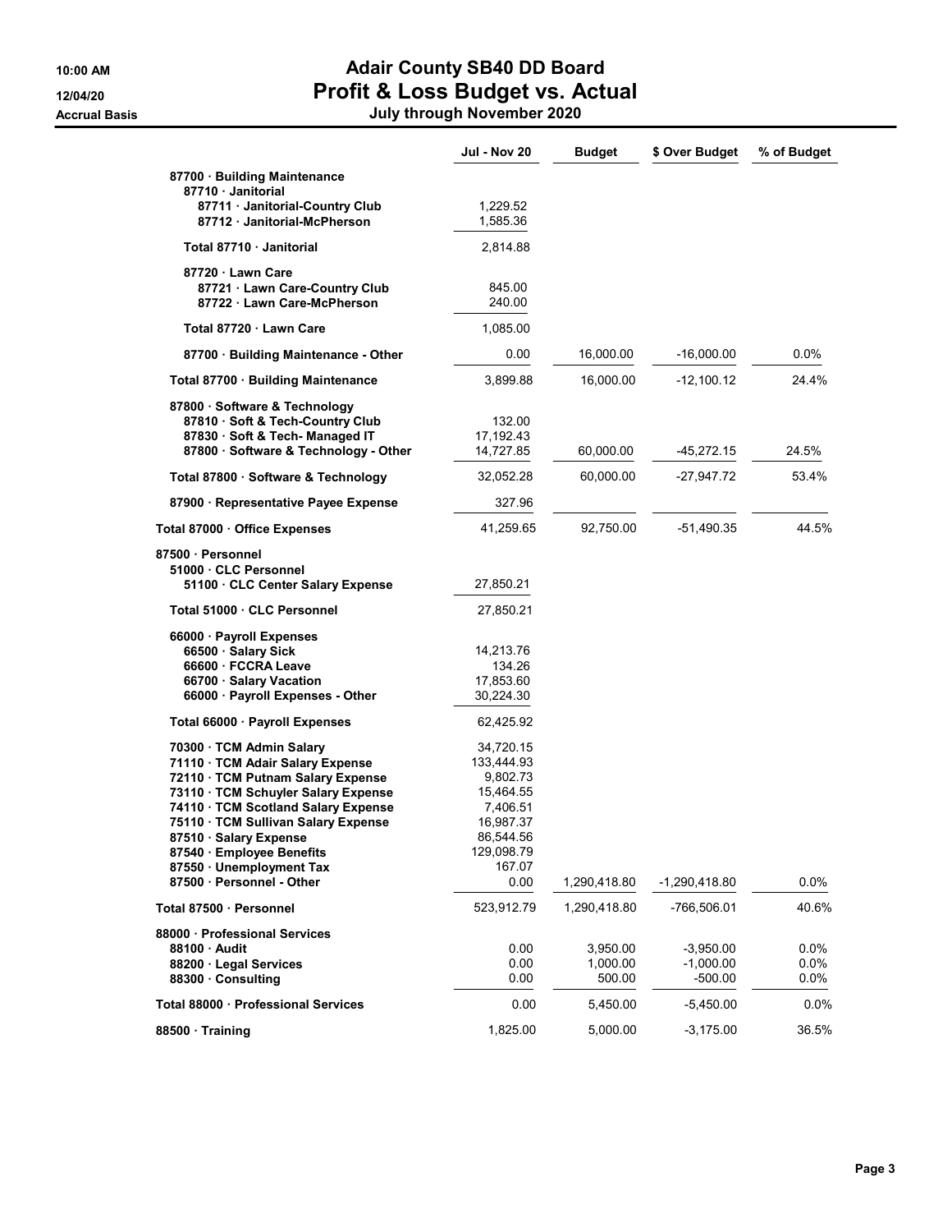# Adair County SB40 DD Board

## Profit & Loss Budget vs. Actual

**July through November 2020**

10:00 AM
12/04/20
Accrual Basis

| | Jul - Nov 20 | Budget | $ Over Budget | % of Budget |
|---|---|---|---|---|
| **87700 · Building Maintenance** | | | | |
| **87710 · Janitorial** | | | | |
| **87711 · Janitorial-Country Club** | 1,229.52 | | | |
| **87712 · Janitorial-McPherson** | 1,585.36 | | | |
| **Total 87710 · Janitorial** | 2,814.88 | | | |
| **87720 · Lawn Care** | | | | |
| **87721 · Lawn Care-Country Club** | 845.00 | | | |
| **87722 · Lawn Care-McPherson** | 240.00 | | | |
| **Total 87720 · Lawn Care** | 1,085.00 | | | |
| **87700 · Building Maintenance - Other** | 0.00 | 16,000.00 | -16,000.00 | 0.0% |
| **Total 87700 · Building Maintenance** | 3,899.88 | 16,000.00 | -12,100.12 | 24.4% |
| **87800 · Software & Technology** | | | | |
| **87810 · Soft & Tech-Country Club** | 132.00 | | | |
| **87830 · Soft & Tech- Managed IT** | 17,192.43 | | | |
| **87800 · Software & Technology - Other** | 14,727.85 | 60,000.00 | -45,272.15 | 24.5% |
| **Total 87800 · Software & Technology** | 32,052.28 | 60,000.00 | -27,947.72 | 53.4% |
| **87900 · Representative Payee Expense** | 327.96 | | | |
| **Total 87000 · Office Expenses** | 41,259.65 | 92,750.00 | -51,490.35 | 44.5% |
| **87500 · Personnel** | | | | |
| **51000 · CLC Personnel** | | | | |
| **51100 · CLC Center Salary Expense** | 27,850.21 | | | |
| **Total 51000 · CLC Personnel** | 27,850.21 | | | |
| **66000 · Payroll Expenses** | | | | |
| **66500 · Salary Sick** | 14,213.76 | | | |
| **66600 · FCCRA Leave** | 134.26 | | | |
| **66700 · Salary Vacation** | 17,853.60 | | | |
| **66000 · Payroll Expenses - Other** | 30,224.30 | | | |
| **Total 66000 · Payroll Expenses** | 62,425.92 | | | |
| **70300 · TCM Admin Salary** | 34,720.15 | | | |
| **71110 · TCM Adair Salary Expense** | 133,444.93 | | | |
| **72110 · TCM Putnam Salary Expense** | 9,802.73 | | | |
| **73110 · TCM Schuyler Salary Expense** | 15,464.55 | | | |
| **74110 · TCM Scotland Salary Expense** | 7,406.51 | | | |
| **75110 · TCM Sullivan Salary Expense** | 16,987.37 | | | |
| **87510 · Salary Expense** | 86,544.56 | | | |
| **87540 · Employee Benefits** | 129,098.79 | | | |
| **87550 · Unemployment Tax** | 167.07 | | | |
| **87500 · Personnel - Other** | 0.00 | 1,290,418.80 | -1,290,418.80 | 0.0% |
| **Total 87500 · Personnel** | 523,912.79 | 1,290,418.80 | -766,506.01 | 40.6% |
| **88000 · Professional Services** | | | | |
| **88100 · Audit** | 0.00 | 3,950.00 | -3,950.00 | 0.0% |
| **88200 · Legal Services** | 0.00 | 1,000.00 | -1,000.00 | 0.0% |
| **88300 · Consulting** | 0.00 | 500.00 | -500.00 | 0.0% |
| **Total 88000 · Professional Services** | 0.00 | 5,450.00 | -5,450.00 | 0.0% |
| **88500 · Training** | 1,825.00 | 5,000.00 | -3,175.00 | 36.5% |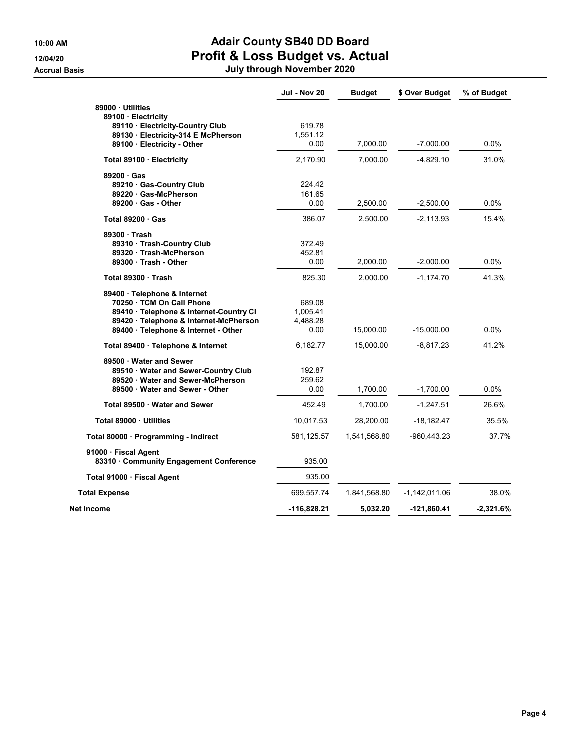**10:00 AM**
**12/04/20**
**Accrual Basis**

# Adair County SB40 DD Board
## Profit & Loss Budget vs. Actual
### July through November 2020

| | Jul - Nov 20 | Budget | $ Over Budget | % of Budget |
|---|---|---|---|---|
| 89000 · Utilities | | | | |
| 89100 · Electricity | | | | |
| 89110 · Electricity-Country Club | 619.78 | | | |
| 89130 · Electricity-314 E McPherson | 1,551.12 | | | |
| 89100 · Electricity - Other | 0.00 | 7,000.00 | -7,000.00 | 0.0% |
| **Total 89100 · Electricity** | 2,170.90 | 7,000.00 | -4,829.10 | 31.0% |
| 89200 · Gas | | | | |
| 89210 · Gas-Country Club | 224.42 | | | |
| 89220 · Gas-McPherson | 161.65 | | | |
| 89200 · Gas - Other | 0.00 | 2,500.00 | -2,500.00 | 0.0% |
| **Total 89200 · Gas** | 386.07 | 2,500.00 | -2,113.93 | 15.4% |
| 89300 · Trash | | | | |
| 89310 · Trash-Country Club | 372.49 | | | |
| 89320 · Trash-McPherson | 452.81 | | | |
| 89300 · Trash - Other | 0.00 | 2,000.00 | -2,000.00 | 0.0% |
| **Total 89300 · Trash** | 825.30 | 2,000.00 | -1,174.70 | 41.3% |
| 89400 · Telephone & Internet | | | | |
| 70250 · TCM On Call Phone | 689.08 | | | |
| 89410 · Telephone & Internet-Country Cl | 1,005.41 | | | |
| 89420 · Telephone & Internet-McPherson | 4,488.28 | | | |
| 89400 · Telephone & Internet - Other | 0.00 | 15,000.00 | -15,000.00 | 0.0% |
| **Total 89400 · Telephone & Internet** | 6,182.77 | 15,000.00 | -8,817.23 | 41.2% |
| 89500 · Water and Sewer | | | | |
| 89510 · Water and Sewer-Country Club | 192.87 | | | |
| 89520 · Water and Sewer-McPherson | 259.62 | | | |
| 89500 · Water and Sewer - Other | 0.00 | 1,700.00 | -1,700.00 | 0.0% |
| **Total 89500 · Water and Sewer** | 452.49 | 1,700.00 | -1,247.51 | 26.6% |
| **Total 89000 · Utilities** | 10,017.53 | 28,200.00 | -18,182.47 | 35.5% |
| **Total 80000 · Programming - Indirect** | 581,125.57 | 1,541,568.80 | -960,443.23 | 37.7% |
| 91000 · Fiscal Agent | | | | |
| 83310 · Community Engagement Conference | 935.00 | | | |
| **Total 91000 · Fiscal Agent** | 935.00 | | | |
| **Total Expense** | 699,557.74 | 1,841,568.80 | -1,142,011.06 | 38.0% |
| **Net Income** | **-116,828.21** | **5,032.20** | **-121,860.41** | **-2,321.6%** |